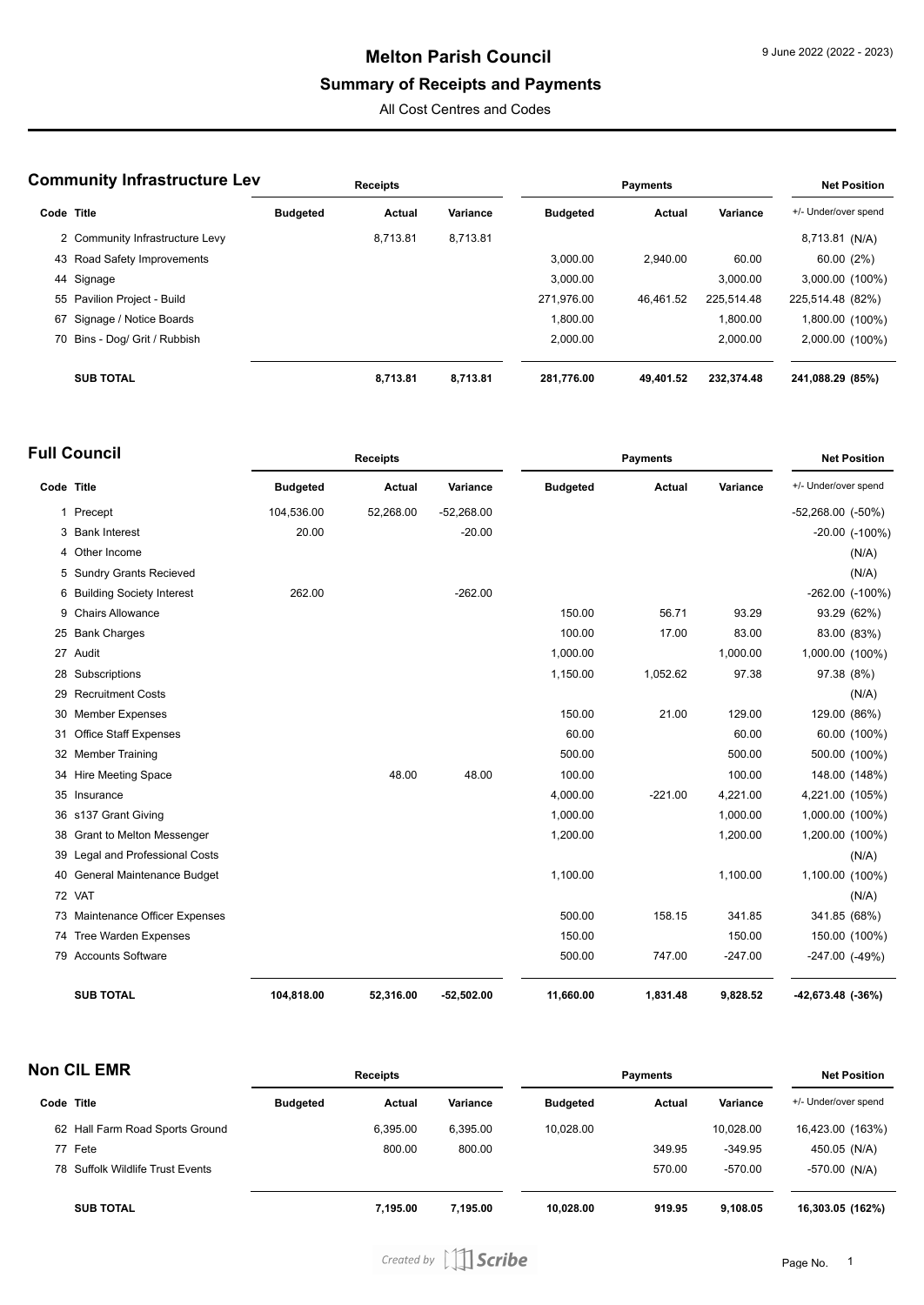# Melton Parish Council

## Summary of Receipts and Payments

All Cost Centres and Codes

9 June 2022 (2022 - 2023)

### Community Infrastructure Lev

| Code | Title | Receipts Budgeted | Receipts Actual | Receipts Variance | Payments Budgeted | Payments Actual | Payments Variance | Net Position +/- Under/over spend |
|---|---|---|---|---|---|---|---|---|
| 2 | Community Infrastructure Levy | | 8,713.81 | 8,713.81 | | | | 8,713.81 (N/A) |
| 43 | Road Safety Improvements | | | | 3,000.00 | 2,940.00 | 60.00 | 60.00 (2%) |
| 44 | Signage | | | | 3,000.00 | | 3,000.00 | 3,000.00 (100%) |
| 55 | Pavilion Project - Build | | | | 271,976.00 | 46,461.52 | 225,514.48 | 225,514.48 (82%) |
| 67 | Signage / Notice Boards | | | | 1,800.00 | | 1,800.00 | 1,800.00 (100%) |
| 70 | Bins - Dog/ Grit / Rubbish | | | | 2,000.00 | | 2,000.00 | 2,000.00 (100%) |
| | **SUB TOTAL** | | **8,713.81** | **8,713.81** | **281,776.00** | **49,401.52** | **232,374.48** | **241,088.29 (85%)** |

### Full Council

| Code | Title | Receipts Budgeted | Receipts Actual | Receipts Variance | Payments Budgeted | Payments Actual | Payments Variance | Net Position +/- Under/over spend |
|---|---|---|---|---|---|---|---|---|
| 1 | Precept | 104,536.00 | 52,268.00 | -52,268.00 | | | | -52,268.00 (-50%) |
| 3 | Bank Interest | 20.00 | | -20.00 | | | | -20.00 (-100%) |
| 4 | Other Income | | | | | | | (N/A) |
| 5 | Sundry Grants Recieved | | | | | | | (N/A) |
| 6 | Building Society Interest | 262.00 | | -262.00 | | | | -262.00 (-100%) |
| 9 | Chairs Allowance | | | | 150.00 | 56.71 | 93.29 | 93.29 (62%) |
| 25 | Bank Charges | | | | 100.00 | 17.00 | 83.00 | 83.00 (83%) |
| 27 | Audit | | | | 1,000.00 | | 1,000.00 | 1,000.00 (100%) |
| 28 | Subscriptions | | | | 1,150.00 | 1,052.62 | 97.38 | 97.38 (8%) |
| 29 | Recruitment Costs | | | | | | | (N/A) |
| 30 | Member Expenses | | | | 150.00 | 21.00 | 129.00 | 129.00 (86%) |
| 31 | Office Staff Expenses | | | | 60.00 | | 60.00 | 60.00 (100%) |
| 32 | Member Training | | | | 500.00 | | 500.00 | 500.00 (100%) |
| 34 | Hire Meeting Space | | 48.00 | 48.00 | 100.00 | | 100.00 | 148.00 (148%) |
| 35 | Insurance | | | | 4,000.00 | -221.00 | 4,221.00 | 4,221.00 (105%) |
| 36 | s137 Grant Giving | | | | 1,000.00 | | 1,000.00 | 1,000.00 (100%) |
| 38 | Grant to Melton Messenger | | | | 1,200.00 | | 1,200.00 | 1,200.00 (100%) |
| 39 | Legal and Professional Costs | | | | | | | (N/A) |
| 40 | General Maintenance Budget | | | | 1,100.00 | | 1,100.00 | 1,100.00 (100%) |
| 72 | VAT | | | | | | | (N/A) |
| 73 | Maintenance Officer Expenses | | | | 500.00 | 158.15 | 341.85 | 341.85 (68%) |
| 74 | Tree Warden Expenses | | | | 150.00 | | 150.00 | 150.00 (100%) |
| 79 | Accounts Software | | | | 500.00 | 747.00 | -247.00 | -247.00 (-49%) |
| | **SUB TOTAL** | **104,818.00** | **52,316.00** | **-52,502.00** | **11,660.00** | **1,831.48** | **9,828.52** | **-42,673.48 (-36%)** |

### Non CIL EMR

| Code | Title | Receipts Budgeted | Receipts Actual | Receipts Variance | Payments Budgeted | Payments Actual | Payments Variance | Net Position +/- Under/over spend |
|---|---|---|---|---|---|---|---|---|
| 62 | Hall Farm Road Sports Ground | | 6,395.00 | 6,395.00 | 10,028.00 | | 10,028.00 | 16,423.00 (163%) |
| 77 | Fete | | 800.00 | 800.00 | | 349.95 | -349.95 | 450.05 (N/A) |
| 78 | Suffolk Wildlife Trust Events | | | | | 570.00 | -570.00 | -570.00 (N/A) |
| | **SUB TOTAL** | | **7,195.00** | **7,195.00** | **10,028.00** | **919.95** | **9,108.05** | **16,303.05 (162%)** |

Created by Scribe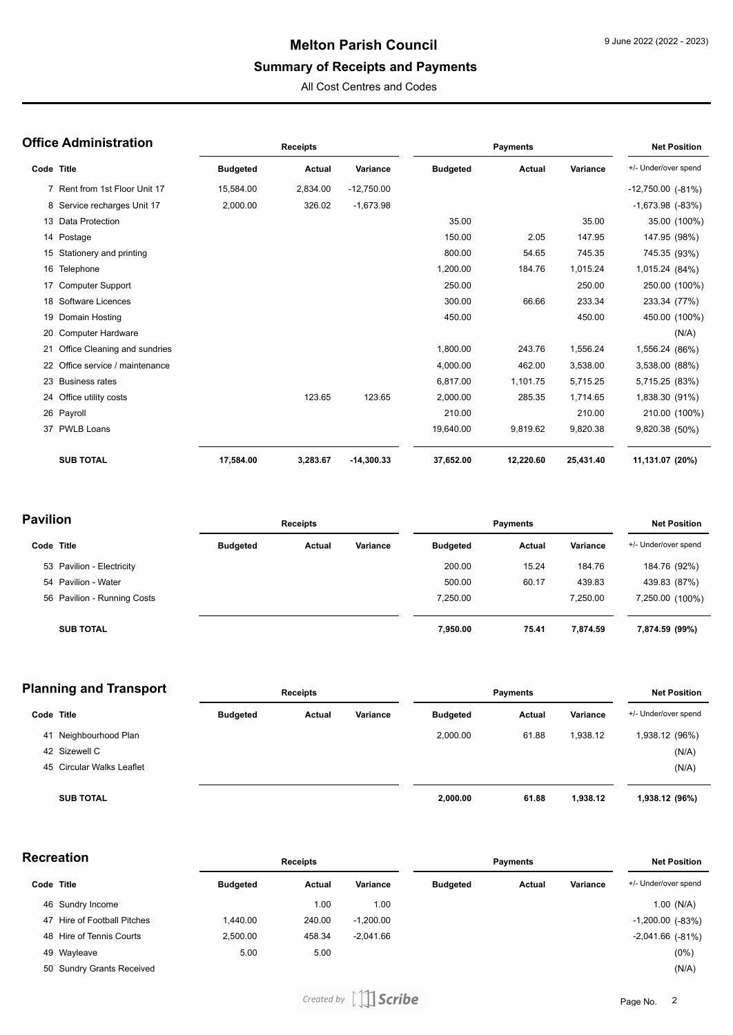# Melton Parish Council

## Summary of Receipts and Payments

All Cost Centres and Codes

### Office Administration

| Code | Title | Receipts | | | Payments | | | Net Position |
|---|---|---|---|---|---|---|---|---|
| | | Budgeted | Actual | Variance | Budgeted | Actual | Variance | +/- Under/over spend |
| 7 | Rent from 1st Floor Unit 17 | 15,584.00 | 2,834.00 | -12,750.00 | | | | -12,750.00 (-81%) |
| 8 | Service recharges Unit 17 | 2,000.00 | 326.02 | -1,673.98 | | | | -1,673.98 (-83%) |
| 13 | Data Protection | | | | 35.00 | | 35.00 | 35.00 (100%) |
| 14 | Postage | | | | 150.00 | 2.05 | 147.95 | 147.95 (98%) |
| 15 | Stationery and printing | | | | 800.00 | 54.65 | 745.35 | 745.35 (93%) |
| 16 | Telephone | | | | 1,200.00 | 184.76 | 1,015.24 | 1,015.24 (84%) |
| 17 | Computer Support | | | | 250.00 | | 250.00 | 250.00 (100%) |
| 18 | Software Licences | | | | 300.00 | 66.66 | 233.34 | 233.34 (77%) |
| 19 | Domain Hosting | | | | 450.00 | | 450.00 | 450.00 (100%) |
| 20 | Computer Hardware | | | | | | | (N/A) |
| 21 | Office Cleaning and sundries | | | | 1,800.00 | 243.76 | 1,556.24 | 1,556.24 (86%) |
| 22 | Office service / maintenance | | | | 4,000.00 | 462.00 | 3,538.00 | 3,538.00 (88%) |
| 23 | Business rates | | | | 6,817.00 | 1,101.75 | 5,715.25 | 5,715.25 (83%) |
| 24 | Office utility costs | | 123.65 | 123.65 | 2,000.00 | 285.35 | 1,714.65 | 1,838.30 (91%) |
| 26 | Payroll | | | | 210.00 | | 210.00 | 210.00 (100%) |
| 37 | PWLB Loans | | | | 19,640.00 | 9,819.62 | 9,820.38 | 9,820.38 (50%) |
| | **SUB TOTAL** | **17,584.00** | **3,283.67** | **-14,300.33** | **37,652.00** | **12,220.60** | **25,431.40** | **11,131.07 (20%)** |

### Pavilion

| Code | Title | Receipts | | | Payments | | | Net Position |
|---|---|---|---|---|---|---|---|---|
| | | Budgeted | Actual | Variance | Budgeted | Actual | Variance | +/- Under/over spend |
| 53 | Pavilion - Electricity | | | | 200.00 | 15.24 | 184.76 | 184.76 (92%) |
| 54 | Pavilion - Water | | | | 500.00 | 60.17 | 439.83 | 439.83 (87%) |
| 56 | Pavilion - Running Costs | | | | 7,250.00 | | 7,250.00 | 7,250.00 (100%) |
| | **SUB TOTAL** | | | | **7,950.00** | **75.41** | **7,874.59** | **7,874.59 (99%)** |

### Planning and Transport

| Code | Title | Receipts | | | Payments | | | Net Position |
|---|---|---|---|---|---|---|---|---|
| | | Budgeted | Actual | Variance | Budgeted | Actual | Variance | +/- Under/over spend |
| 41 | Neighbourhood Plan | | | | 2,000.00 | 61.88 | 1,938.12 | 1,938.12 (96%) |
| 42 | Sizewell C | | | | | | | (N/A) |
| 45 | Circular Walks Leaflet | | | | | | | (N/A) |
| | **SUB TOTAL** | | | | **2,000.00** | **61.88** | **1,938.12** | **1,938.12 (96%)** |

### Recreation

| Code | Title | Receipts | | | Payments | | | Net Position |
|---|---|---|---|---|---|---|---|---|
| | | Budgeted | Actual | Variance | Budgeted | Actual | Variance | +/- Under/over spend |
| 46 | Sundry Income | | 1.00 | 1.00 | | | | 1.00 (N/A) |
| 47 | Hire of Football Pitches | 1,440.00 | 240.00 | -1,200.00 | | | | -1,200.00 (-83%) |
| 48 | Hire of Tennis Courts | 2,500.00 | 458.34 | -2,041.66 | | | | -2,041.66 (-81%) |
| 49 | Wayleave | 5.00 | 5.00 | | | | | (0%) |
| 50 | Sundry Grants Received | | | | | | | (N/A) |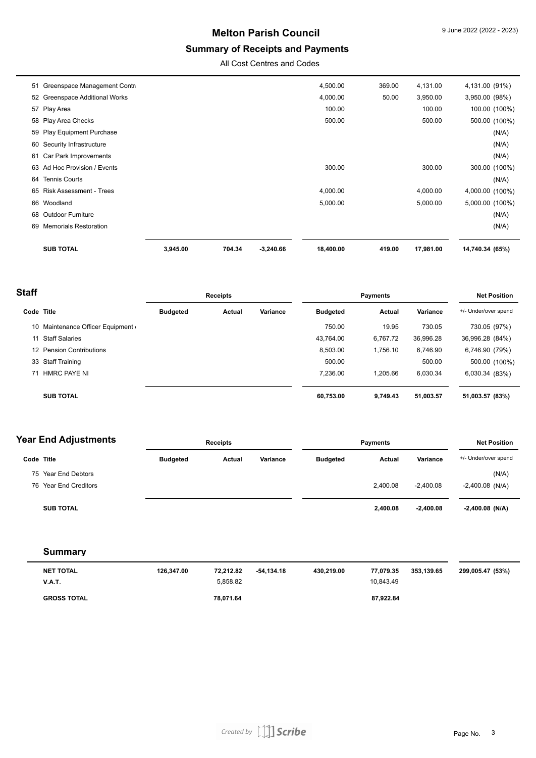| Code | Title | Receipts Budgeted | Receipts Actual | Receipts Variance | Payments Budgeted | Payments Actual | Payments Variance | +/- Under/over spend |
|---|---|---|---|---|---|---|---|---|
| 51 | Greenspace Management Contr | | | | 4,500.00 | 369.00 | 4,131.00 | 4,131.00 (91%) |
| 52 | Greenspace Additional Works | | | | 4,000.00 | 50.00 | 3,950.00 | 3,950.00 (98%) |
| 57 | Play Area | | | | 100.00 | | 100.00 | 100.00 (100%) |
| 58 | Play Area Checks | | | | 500.00 | | 500.00 | 500.00 (100%) |
| 59 | Play Equipment Purchase | | | | | | | (N/A) |
| 60 | Security Infrastructure | | | | | | | (N/A) |
| 61 | Car Park Improvements | | | | | | | (N/A) |
| 63 | Ad Hoc Provision / Events | | | | 300.00 | | 300.00 | 300.00 (100%) |
| 64 | Tennis Courts | | | | | | | (N/A) |
| 65 | Risk Assessment - Trees | | | | 4,000.00 | | 4,000.00 | 4,000.00 (100%) |
| 66 | Woodland | | | | 5,000.00 | | 5,000.00 | 5,000.00 (100%) |
| 68 | Outdoor Furniture | | | | | | | (N/A) |
| 69 | Memorials Restoration | | | | | | | (N/A) |
| | **SUB TOTAL** | **3,945.00** | **704.34** | **-3,240.66** | **18,400.00** | **419.00** | **17,981.00** | **14,740.34 (65%)** |

## Staff

| | | Receipts | | | Payments | | | Net Position |
|---|---|---|---|---|---|---|---|---|
| **Code** | **Title** | **Budgeted** | **Actual** | **Variance** | **Budgeted** | **Actual** | **Variance** | +/- Under/over spend |
| 10 | Maintenance Officer Equipment | | | | 750.00 | 19.95 | 730.05 | 730.05 (97%) |
| 11 | Staff Salaries | | | | 43,764.00 | 6,767.72 | 36,996.28 | 36,996.28 (84%) |
| 12 | Pension Contributions | | | | 8,503.00 | 1,756.10 | 6,746.90 | 6,746.90 (79%) |
| 33 | Staff Training | | | | 500.00 | | 500.00 | 500.00 (100%) |
| 71 | HMRC PAYE NI | | | | 7,236.00 | 1,205.66 | 6,030.34 | 6,030.34 (83%) |
| | **SUB TOTAL** | | | | **60,753.00** | **9,749.43** | **51,003.57** | **51,003.57 (83%)** |

## Year End Adjustments

| | | Receipts | | | Payments | | | Net Position |
|---|---|---|---|---|---|---|---|---|
| **Code** | **Title** | **Budgeted** | **Actual** | **Variance** | **Budgeted** | **Actual** | **Variance** | +/- Under/over spend |
| 75 | Year End Debtors | | | | | | | (N/A) |
| 76 | Year End Creditors | | | | | 2,400.08 | -2,400.08 | -2,400.08 (N/A) |
| | **SUB TOTAL** | | | | | **2,400.08** | **-2,400.08** | **-2,400.08 (N/A)** |

## Summary

| | Receipts Budgeted | Receipts Actual | Receipts Variance | Payments Budgeted | Payments Actual | Payments Variance | Net Position |
|---|---|---|---|---|---|---|---|
| **NET TOTAL** | **126,347.00** | **72,212.82** | **-54,134.18** | **430,219.00** | **77,079.35** | **353,139.65** | **299,005.47 (53%)** |
| **V.A.T.** | | 5,858.82 | | | 10,843.49 | | |
| **GROSS TOTAL** | | **78,071.64** | | | **87,922.84** | | |